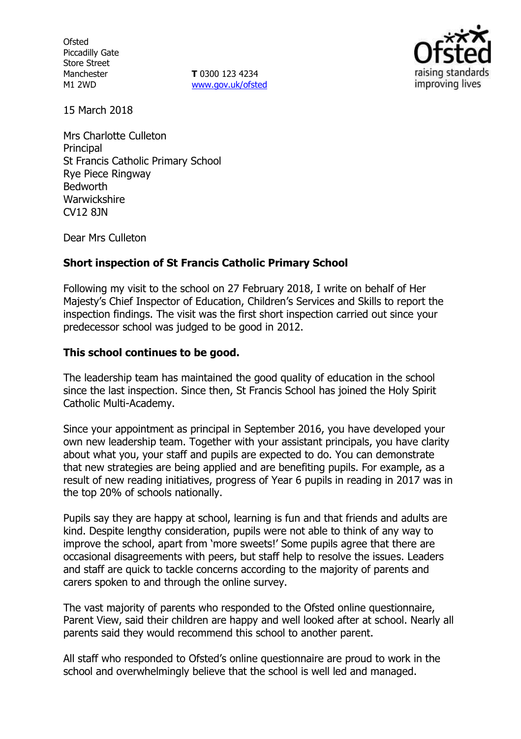Ofsted
Piccadilly Gate
Store Street
Manchester
M1 2WD

**T** 0300 123 4234
www.gov.uk/ofsted

15 March 2018

Mrs Charlotte Culleton
Principal
St Francis Catholic Primary School
Rye Piece Ringway
Bedworth
Warwickshire
CV12 8JN

Dear Mrs Culleton

**Short inspection of St Francis Catholic Primary School**

Following my visit to the school on 27 February 2018, I write on behalf of Her Majesty's Chief Inspector of Education, Children's Services and Skills to report the inspection findings. The visit was the first short inspection carried out since your predecessor school was judged to be good in 2012.

**This school continues to be good.**

The leadership team has maintained the good quality of education in the school since the last inspection. Since then, St Francis School has joined the Holy Spirit Catholic Multi-Academy.

Since your appointment as principal in September 2016, you have developed your own new leadership team. Together with your assistant principals, you have clarity about what you, your staff and pupils are expected to do. You can demonstrate that new strategies are being applied and are benefiting pupils. For example, as a result of new reading initiatives, progress of Year 6 pupils in reading in 2017 was in the top 20% of schools nationally.

Pupils say they are happy at school, learning is fun and that friends and adults are kind. Despite lengthy consideration, pupils were not able to think of any way to improve the school, apart from 'more sweets!' Some pupils agree that there are occasional disagreements with peers, but staff help to resolve the issues. Leaders and staff are quick to tackle concerns according to the majority of parents and carers spoken to and through the online survey.

The vast majority of parents who responded to the Ofsted online questionnaire, Parent View, said their children are happy and well looked after at school. Nearly all parents said they would recommend this school to another parent.

All staff who responded to Ofsted's online questionnaire are proud to work in the school and overwhelmingly believe that the school is well led and managed.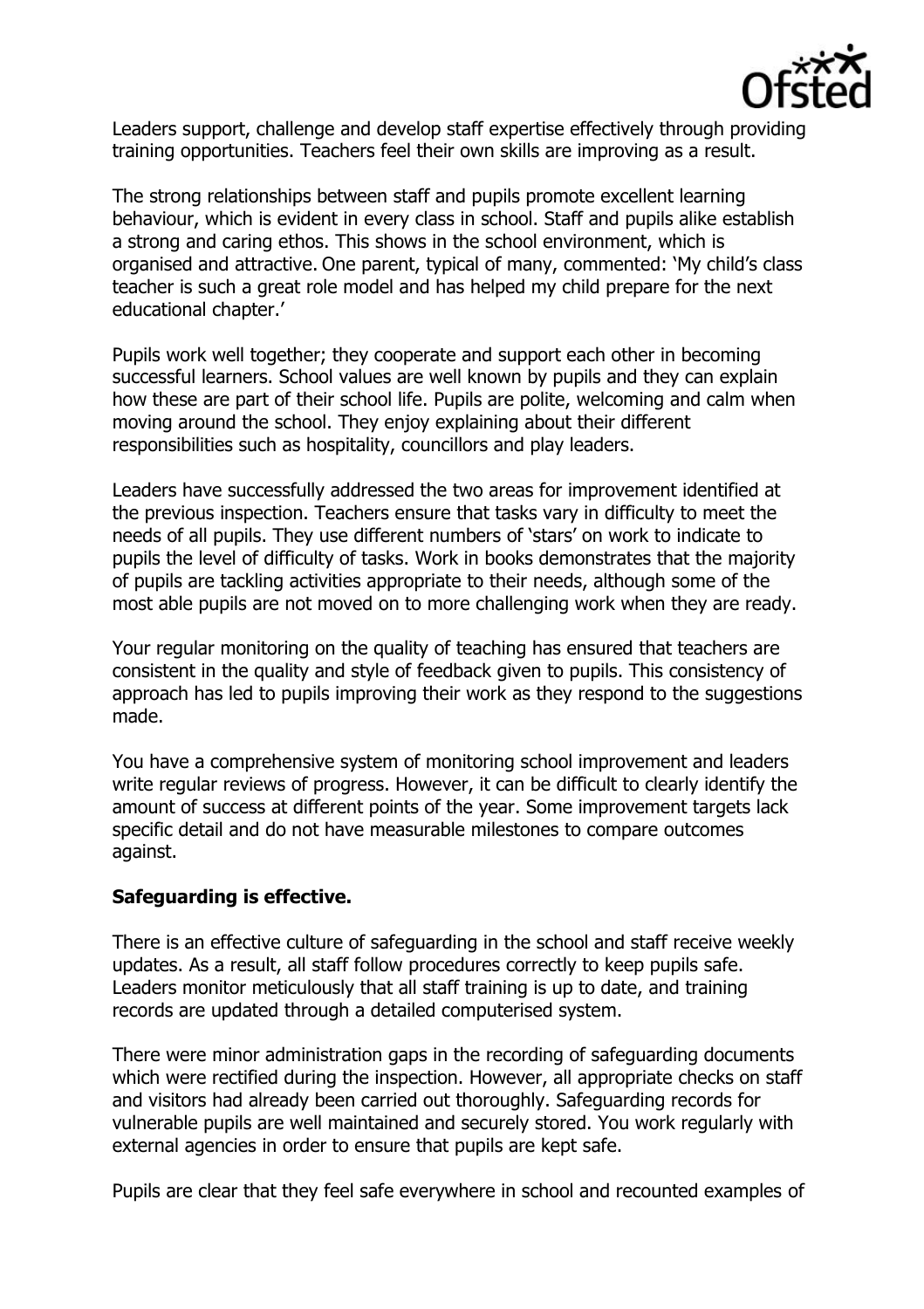Leaders support, challenge and develop staff expertise effectively through providing training opportunities. Teachers feel their own skills are improving as a result.

The strong relationships between staff and pupils promote excellent learning behaviour, which is evident in every class in school. Staff and pupils alike establish a strong and caring ethos. This shows in the school environment, which is organised and attractive. One parent, typical of many, commented: 'My child's class teacher is such a great role model and has helped my child prepare for the next educational chapter.'

Pupils work well together; they cooperate and support each other in becoming successful learners. School values are well known by pupils and they can explain how these are part of their school life. Pupils are polite, welcoming and calm when moving around the school. They enjoy explaining about their different responsibilities such as hospitality, councillors and play leaders.

Leaders have successfully addressed the two areas for improvement identified at the previous inspection. Teachers ensure that tasks vary in difficulty to meet the needs of all pupils. They use different numbers of 'stars' on work to indicate to pupils the level of difficulty of tasks. Work in books demonstrates that the majority of pupils are tackling activities appropriate to their needs, although some of the most able pupils are not moved on to more challenging work when they are ready.

Your regular monitoring on the quality of teaching has ensured that teachers are consistent in the quality and style of feedback given to pupils. This consistency of approach has led to pupils improving their work as they respond to the suggestions made.

You have a comprehensive system of monitoring school improvement and leaders write regular reviews of progress. However, it can be difficult to clearly identify the amount of success at different points of the year. Some improvement targets lack specific detail and do not have measurable milestones to compare outcomes against.

**Safeguarding is effective.**

There is an effective culture of safeguarding in the school and staff receive weekly updates. As a result, all staff follow procedures correctly to keep pupils safe. Leaders monitor meticulously that all staff training is up to date, and training records are updated through a detailed computerised system.

There were minor administration gaps in the recording of safeguarding documents which were rectified during the inspection. However, all appropriate checks on staff and visitors had already been carried out thoroughly. Safeguarding records for vulnerable pupils are well maintained and securely stored. You work regularly with external agencies in order to ensure that pupils are kept safe.

Pupils are clear that they feel safe everywhere in school and recounted examples of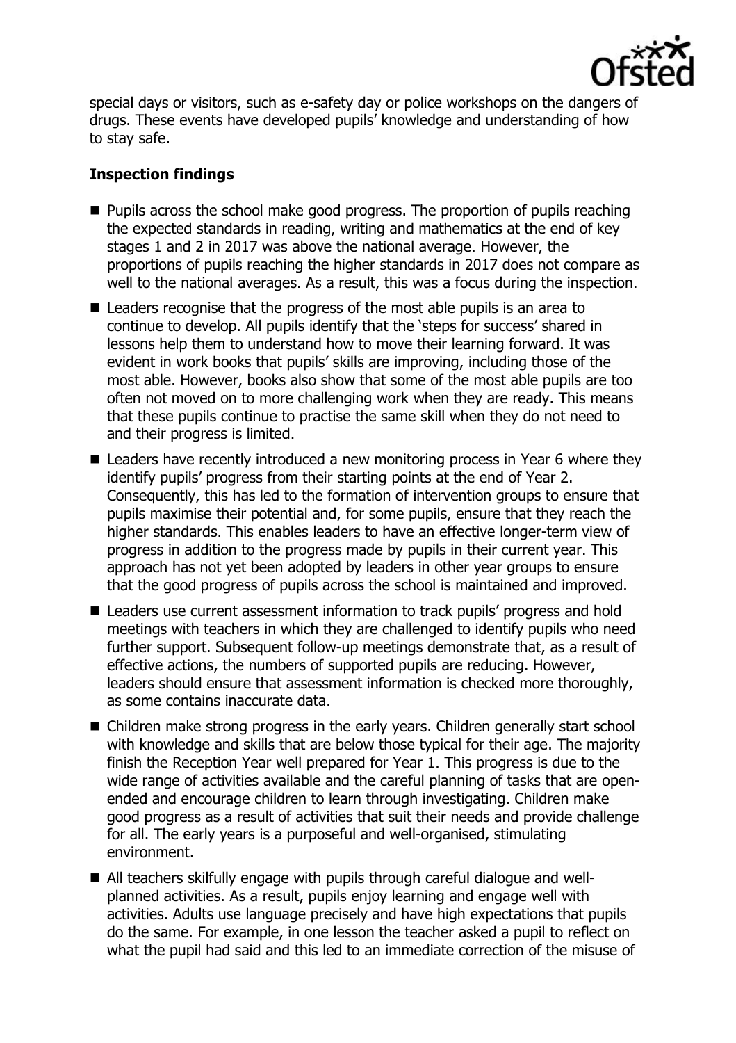special days or visitors, such as e-safety day or police workshops on the dangers of drugs. These events have developed pupils' knowledge and understanding of how to stay safe.

**Inspection findings**

- Pupils across the school make good progress. The proportion of pupils reaching the expected standards in reading, writing and mathematics at the end of key stages 1 and 2 in 2017 was above the national average. However, the proportions of pupils reaching the higher standards in 2017 does not compare as well to the national averages. As a result, this was a focus during the inspection.
- Leaders recognise that the progress of the most able pupils is an area to continue to develop. All pupils identify that the 'steps for success' shared in lessons help them to understand how to move their learning forward. It was evident in work books that pupils' skills are improving, including those of the most able. However, books also show that some of the most able pupils are too often not moved on to more challenging work when they are ready. This means that these pupils continue to practise the same skill when they do not need to and their progress is limited.
- Leaders have recently introduced a new monitoring process in Year 6 where they identify pupils' progress from their starting points at the end of Year 2. Consequently, this has led to the formation of intervention groups to ensure that pupils maximise their potential and, for some pupils, ensure that they reach the higher standards. This enables leaders to have an effective longer-term view of progress in addition to the progress made by pupils in their current year. This approach has not yet been adopted by leaders in other year groups to ensure that the good progress of pupils across the school is maintained and improved.
- Leaders use current assessment information to track pupils' progress and hold meetings with teachers in which they are challenged to identify pupils who need further support. Subsequent follow-up meetings demonstrate that, as a result of effective actions, the numbers of supported pupils are reducing. However, leaders should ensure that assessment information is checked more thoroughly, as some contains inaccurate data.
- Children make strong progress in the early years. Children generally start school with knowledge and skills that are below those typical for their age. The majority finish the Reception Year well prepared for Year 1. This progress is due to the wide range of activities available and the careful planning of tasks that are open-ended and encourage children to learn through investigating. Children make good progress as a result of activities that suit their needs and provide challenge for all. The early years is a purposeful and well-organised, stimulating environment.
- All teachers skilfully engage with pupils through careful dialogue and well-planned activities. As a result, pupils enjoy learning and engage well with activities. Adults use language precisely and have high expectations that pupils do the same. For example, in one lesson the teacher asked a pupil to reflect on what the pupil had said and this led to an immediate correction of the misuse of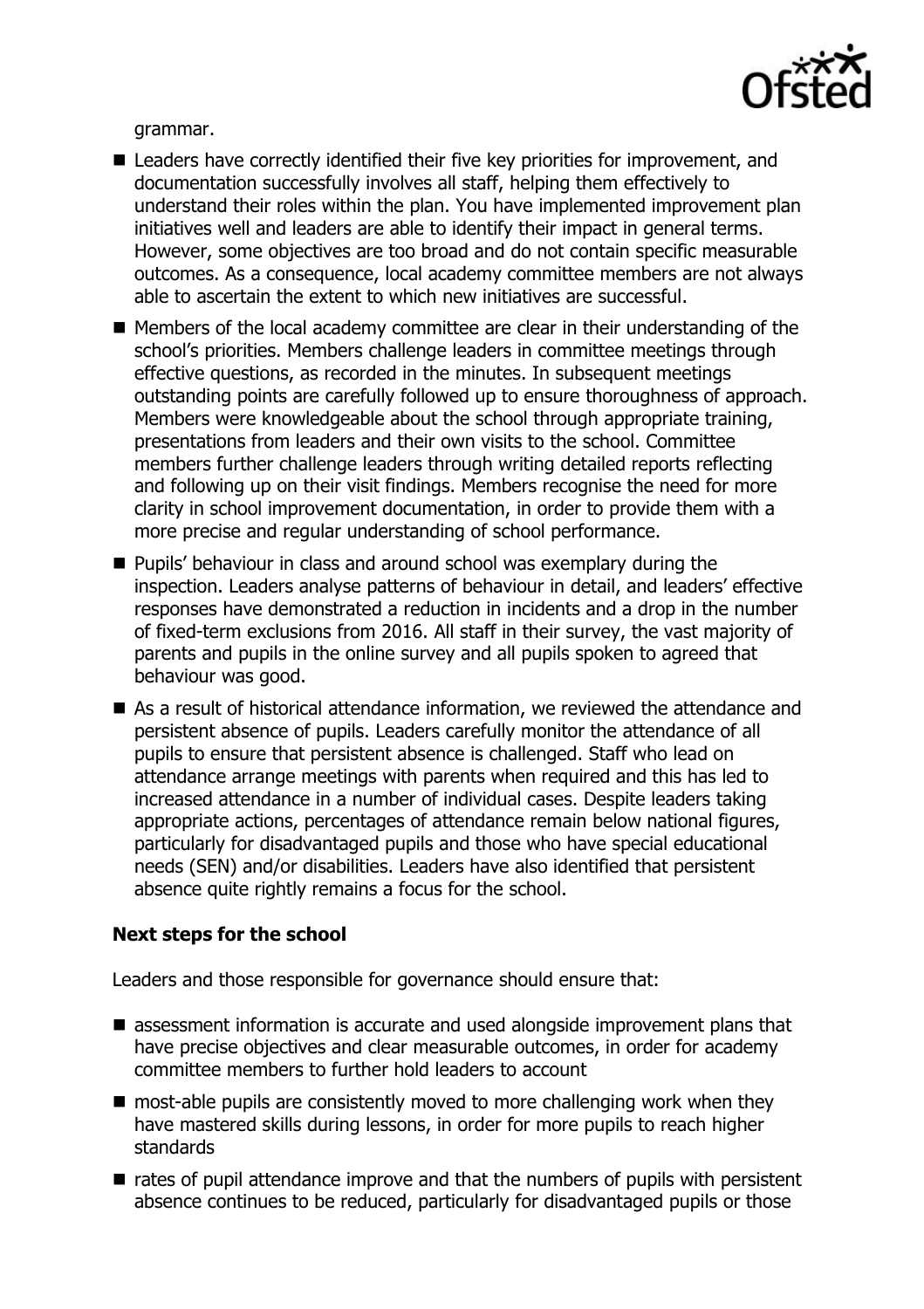grammar.

- Leaders have correctly identified their five key priorities for improvement, and documentation successfully involves all staff, helping them effectively to understand their roles within the plan. You have implemented improvement plan initiatives well and leaders are able to identify their impact in general terms. However, some objectives are too broad and do not contain specific measurable outcomes. As a consequence, local academy committee members are not always able to ascertain the extent to which new initiatives are successful.
- Members of the local academy committee are clear in their understanding of the school's priorities. Members challenge leaders in committee meetings through effective questions, as recorded in the minutes. In subsequent meetings outstanding points are carefully followed up to ensure thoroughness of approach. Members were knowledgeable about the school through appropriate training, presentations from leaders and their own visits to the school. Committee members further challenge leaders through writing detailed reports reflecting and following up on their visit findings. Members recognise the need for more clarity in school improvement documentation, in order to provide them with a more precise and regular understanding of school performance.
- Pupils' behaviour in class and around school was exemplary during the inspection. Leaders analyse patterns of behaviour in detail, and leaders' effective responses have demonstrated a reduction in incidents and a drop in the number of fixed-term exclusions from 2016. All staff in their survey, the vast majority of parents and pupils in the online survey and all pupils spoken to agreed that behaviour was good.
- As a result of historical attendance information, we reviewed the attendance and persistent absence of pupils. Leaders carefully monitor the attendance of all pupils to ensure that persistent absence is challenged. Staff who lead on attendance arrange meetings with parents when required and this has led to increased attendance in a number of individual cases. Despite leaders taking appropriate actions, percentages of attendance remain below national figures, particularly for disadvantaged pupils and those who have special educational needs (SEN) and/or disabilities. Leaders have also identified that persistent absence quite rightly remains a focus for the school.

### Next steps for the school

Leaders and those responsible for governance should ensure that:

- assessment information is accurate and used alongside improvement plans that have precise objectives and clear measurable outcomes, in order for academy committee members to further hold leaders to account
- most-able pupils are consistently moved to more challenging work when they have mastered skills during lessons, in order for more pupils to reach higher standards
- rates of pupil attendance improve and that the numbers of pupils with persistent absence continues to be reduced, particularly for disadvantaged pupils or those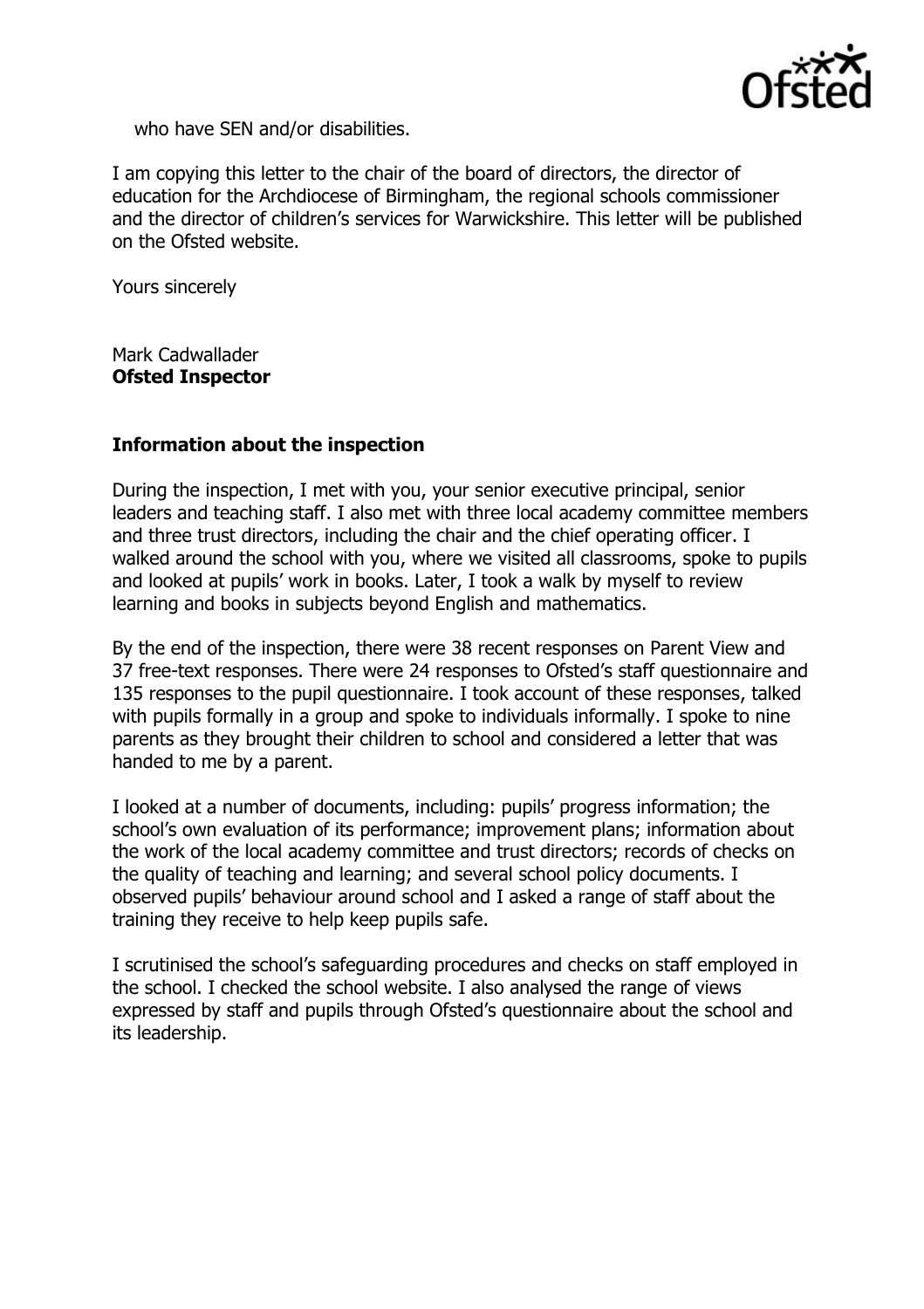who have SEN and/or disabilities.

I am copying this letter to the chair of the board of directors, the director of education for the Archdiocese of Birmingham, the regional schools commissioner and the director of children's services for Warwickshire. This letter will be published on the Ofsted website.

Yours sincerely

Mark Cadwallader
**Ofsted Inspector**

## Information about the inspection

During the inspection, I met with you, your senior executive principal, senior leaders and teaching staff. I also met with three local academy committee members and three trust directors, including the chair and the chief operating officer. I walked around the school with you, where we visited all classrooms, spoke to pupils and looked at pupils' work in books. Later, I took a walk by myself to review learning and books in subjects beyond English and mathematics.

By the end of the inspection, there were 38 recent responses on Parent View and 37 free-text responses. There were 24 responses to Ofsted's staff questionnaire and 135 responses to the pupil questionnaire. I took account of these responses, talked with pupils formally in a group and spoke to individuals informally. I spoke to nine parents as they brought their children to school and considered a letter that was handed to me by a parent.

I looked at a number of documents, including: pupils' progress information; the school's own evaluation of its performance; improvement plans; information about the work of the local academy committee and trust directors; records of checks on the quality of teaching and learning; and several school policy documents. I observed pupils' behaviour around school and I asked a range of staff about the training they receive to help keep pupils safe.

I scrutinised the school's safeguarding procedures and checks on staff employed in the school. I checked the school website. I also analysed the range of views expressed by staff and pupils through Ofsted's questionnaire about the school and its leadership.